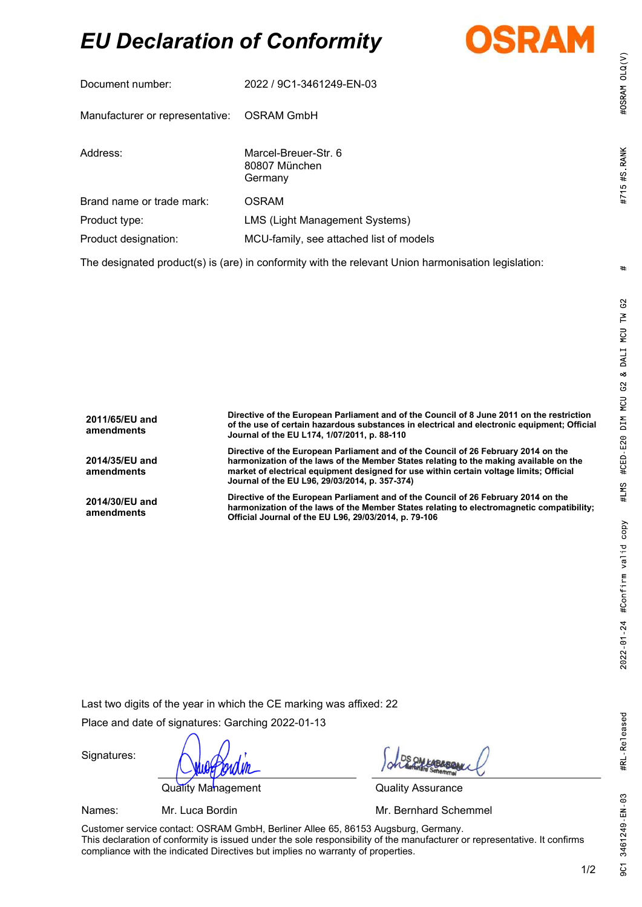# EU Declaration of Conformity

OSRAM

| | |
|---|---|
| Document number: | 2022 / 9C1-3461249-EN-03 |
| Manufacturer or representative: | OSRAM GmbH |
| Address: | Marcel-Breuer-Str. 6<br>80807 München<br>Germany |
| Brand name or trade mark: | OSRAM |
| Product type: | LMS (Light Management Systems) |
| Product designation: | MCU-family, see attached list of models |

The designated product(s) is (are) in conformity with the relevant Union harmonisation legislation:

| | |
|---|---|
| **2011/65/EU and amendments** | **Directive of the European Parliament and of the Council of 8 June 2011 on the restriction of the use of certain hazardous substances in electrical and electronic equipment; Official Journal of the EU L174, 1/07/2011, p. 88-110** |
| **2014/35/EU and amendments** | **Directive of the European Parliament and of the Council of 26 February 2014 on the harmonization of the laws of the Member States relating to the making available on the market of electrical equipment designed for use within certain voltage limits; Official Journal of the EU L96, 29/03/2014, p. 357-374)** |
| **2014/30/EU and amendments** | **Directive of the European Parliament and of the Council of 26 February 2014 on the harmonization of the laws of the Member States relating to electromagnetic compatibility; Official Journal of the EU L96, 29/03/2014, p. 79-106** |

Last two digits of the year in which the CE marking was affixed: 22

Place and date of signatures: Garching 2022-01-13

Signatures:

| | Quality Management | Quality Assurance |
|---|---|---|
| Names: | Mr. Luca Bordin | Mr. Bernhard Schemmel |

Customer service contact: OSRAM GmbH, Berliner Allee 65, 86153 Augsburg, Germany.
This declaration of conformity is issued under the sole responsibility of the manufacturer or representative. It confirms compliance with the indicated Directives but implies no warranty of properties.

9C1 3461249-EN-03 #RL-Released 2022-01-24 #Confirm valid copy #LMS #CED-E20 DIM MCU G2 & DALI MCU TW G2 # #715 #S.RANK #OSRAM OLQ(V)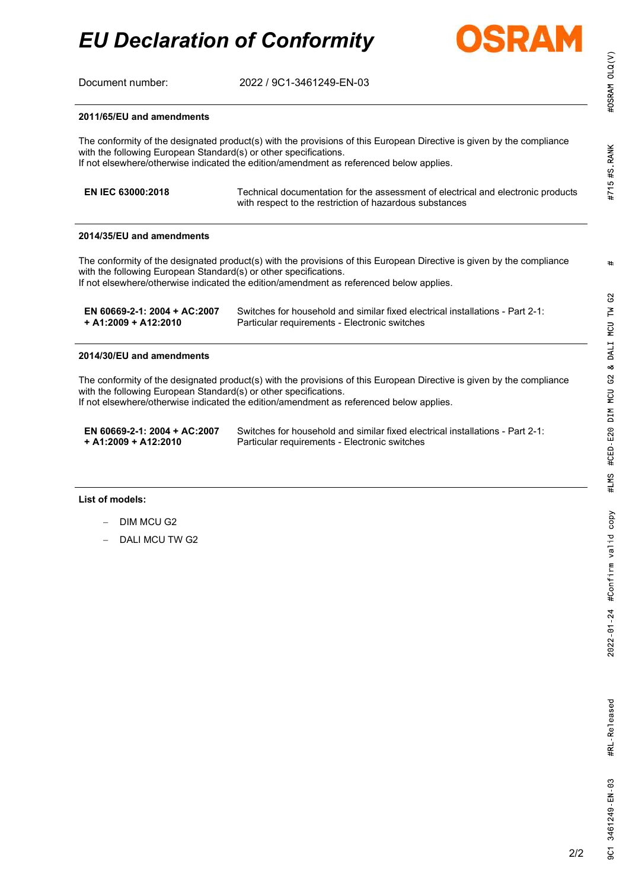# *EU Declaration of Conformity*

Document number: 2022 / 9C1-3461249-EN-03

**2011/65/EU and amendments**

The conformity of the designated product(s) with the provisions of this European Directive is given by the compliance with the following European Standard(s) or other specifications.
If not elsewhere/otherwise indicated the edition/amendment as referenced below applies.

| | |
|---|---|
| **EN IEC 63000:2018** | Technical documentation for the assessment of electrical and electronic products with respect to the restriction of hazardous substances |

**2014/35/EU and amendments**

The conformity of the designated product(s) with the provisions of this European Directive is given by the compliance with the following European Standard(s) or other specifications.
If not elsewhere/otherwise indicated the edition/amendment as referenced below applies.

| | |
|---|---|
| **EN 60669-2-1: 2004 + AC:2007 + A1:2009 + A12:2010** | Switches for household and similar fixed electrical installations - Part 2-1: Particular requirements - Electronic switches |

**2014/30/EU and amendments**

The conformity of the designated product(s) with the provisions of this European Directive is given by the compliance with the following European Standard(s) or other specifications.
If not elsewhere/otherwise indicated the edition/amendment as referenced below applies.

| | |
|---|---|
| **EN 60669-2-1: 2004 + AC:2007 + A1:2009 + A12:2010** | Switches for household and similar fixed electrical installations - Part 2-1: Particular requirements - Electronic switches |

**List of models:**

- DIM MCU G2
- DALI MCU TW G2

9C1 3461249-EN-03 #RL-Released 2022-01-24 #Confirm valid copy #LMS #CED-E20 DIM MCU G2 & DALI MCU TW G2 # #715 #S.RANK #OSRAM OLQ(V)